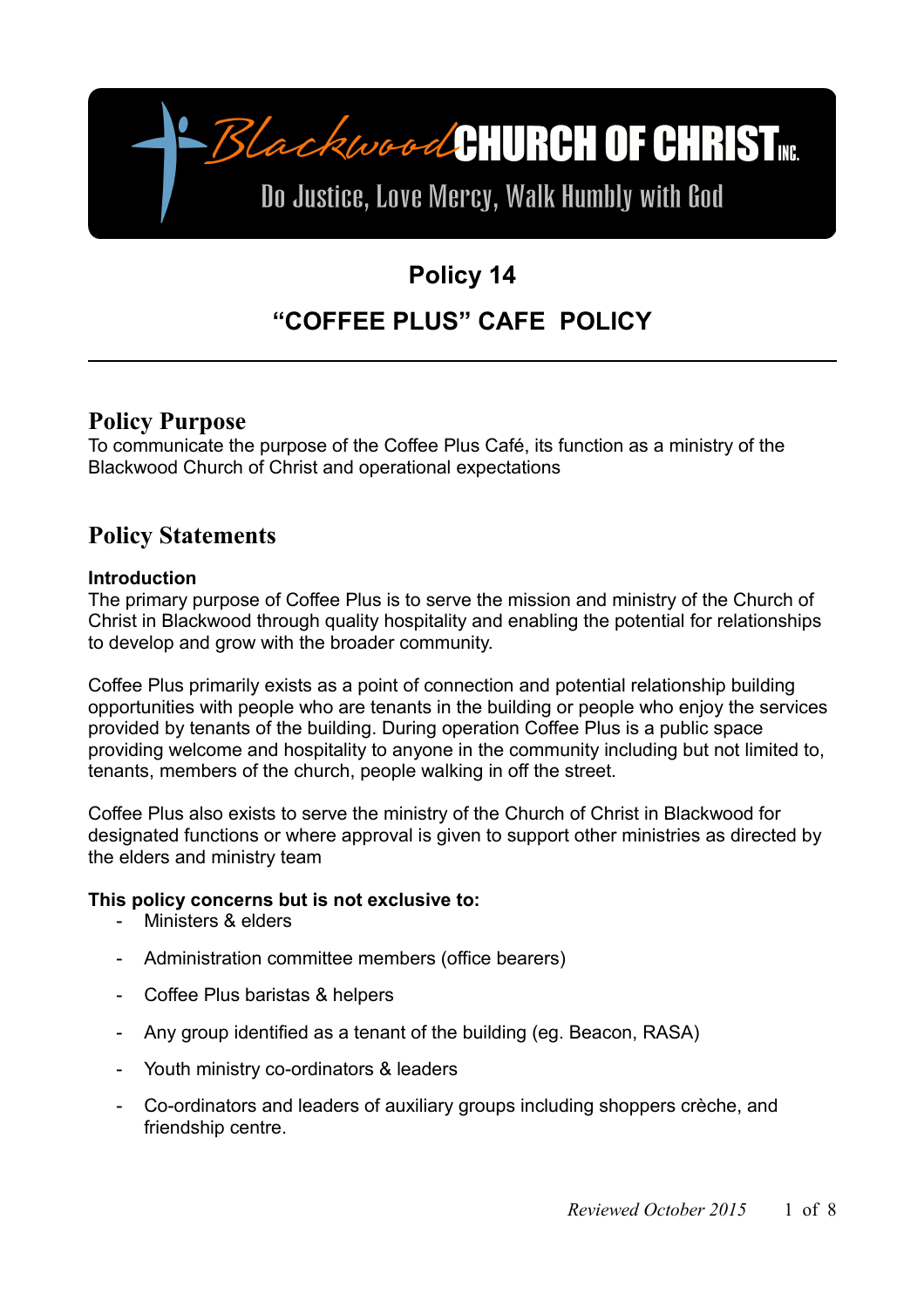Blackwood CHURCH OF CHRIST INC.

Do Justice, Love Mercy, Walk Humbly with God

# Policy 14

# "COFFEE PLUS" CAFE POLICY

---

## Policy Purpose

To communicate the purpose of the Coffee Plus Café, its function as a ministry of the Blackwood Church of Christ and operational expectations

## Policy Statements

**Introduction**

The primary purpose of Coffee Plus is to serve the mission and ministry of the Church of Christ in Blackwood through quality hospitality and enabling the potential for relationships to develop and grow with the broader community.

Coffee Plus primarily exists as a point of connection and potential relationship building opportunities with people who are tenants in the building or people who enjoy the services provided by tenants of the building. During operation Coffee Plus is a public space providing welcome and hospitality to anyone in the community including but not limited to, tenants, members of the church, people walking in off the street.

Coffee Plus also exists to serve the ministry of the Church of Christ in Blackwood for designated functions or where approval is given to support other ministries as directed by the elders and ministry team

**This policy concerns but is not exclusive to:**

- Ministers & elders
- Administration committee members (office bearers)
- Coffee Plus baristas & helpers
- Any group identified as a tenant of the building (eg. Beacon, RASA)
- Youth ministry co-ordinators & leaders
- Co-ordinators and leaders of auxiliary groups including shoppers crèche, and friendship centre.

*Reviewed October 2015*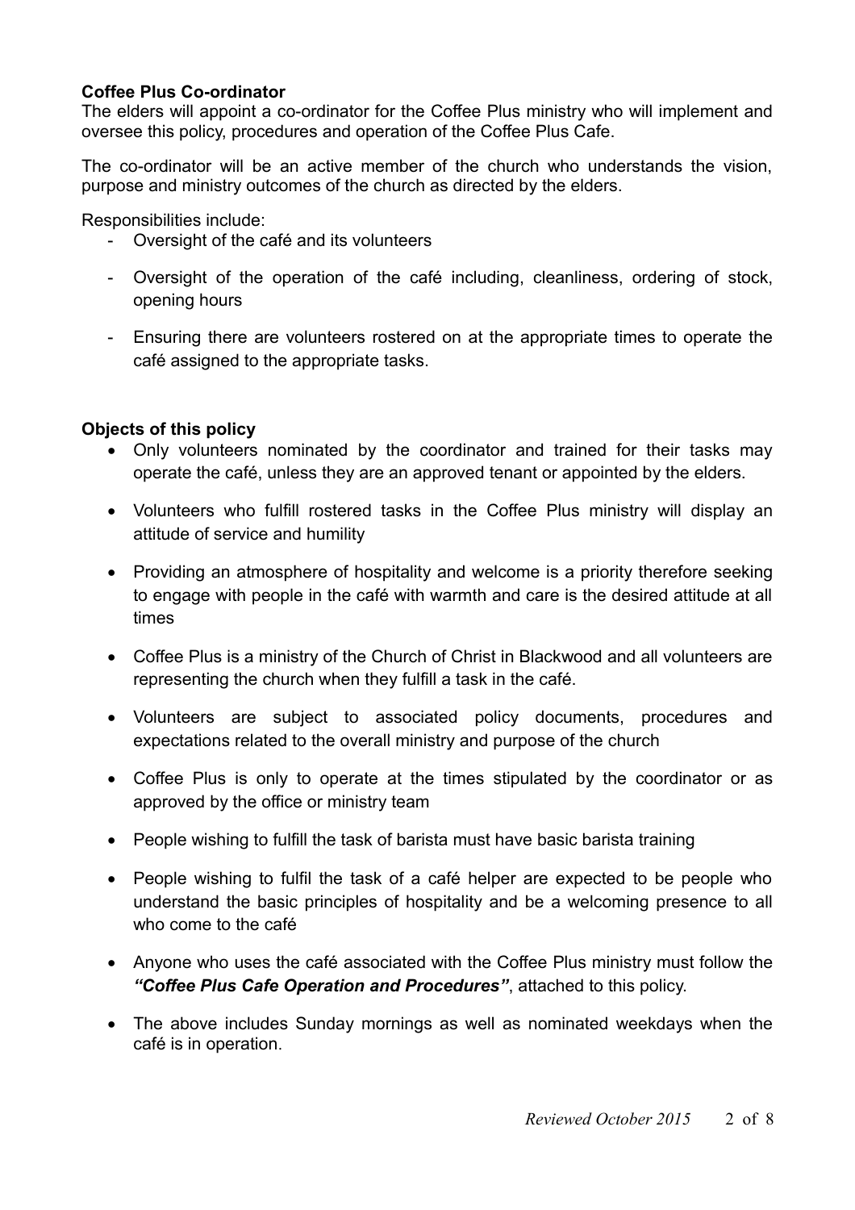**Coffee Plus Co-ordinator**

The elders will appoint a co-ordinator for the Coffee Plus ministry who will implement and oversee this policy, procedures and operation of the Coffee Plus Cafe.

The co-ordinator will be an active member of the church who understands the vision, purpose and ministry outcomes of the church as directed by the elders.

Responsibilities include:

- Oversight of the café and its volunteers
- Oversight of the operation of the café including, cleanliness, ordering of stock, opening hours
- Ensuring there are volunteers rostered on at the appropriate times to operate the café assigned to the appropriate tasks.

**Objects of this policy**

- Only volunteers nominated by the coordinator and trained for their tasks may operate the café, unless they are an approved tenant or appointed by the elders.
- Volunteers who fulfill rostered tasks in the Coffee Plus ministry will display an attitude of service and humility
- Providing an atmosphere of hospitality and welcome is a priority therefore seeking to engage with people in the café with warmth and care is the desired attitude at all times
- Coffee Plus is a ministry of the Church of Christ in Blackwood and all volunteers are representing the church when they fulfill a task in the café.
- Volunteers are subject to associated policy documents, procedures and expectations related to the overall ministry and purpose of the church
- Coffee Plus is only to operate at the times stipulated by the coordinator or as approved by the office or ministry team
- People wishing to fulfill the task of barista must have basic barista training
- People wishing to fulfil the task of a café helper are expected to be people who understand the basic principles of hospitality and be a welcoming presence to all who come to the café
- Anyone who uses the café associated with the Coffee Plus ministry must follow the ***"Coffee Plus Cafe Operation and Procedures"***, attached to this policy.
- The above includes Sunday mornings as well as nominated weekdays when the café is in operation.

*Reviewed October 2015*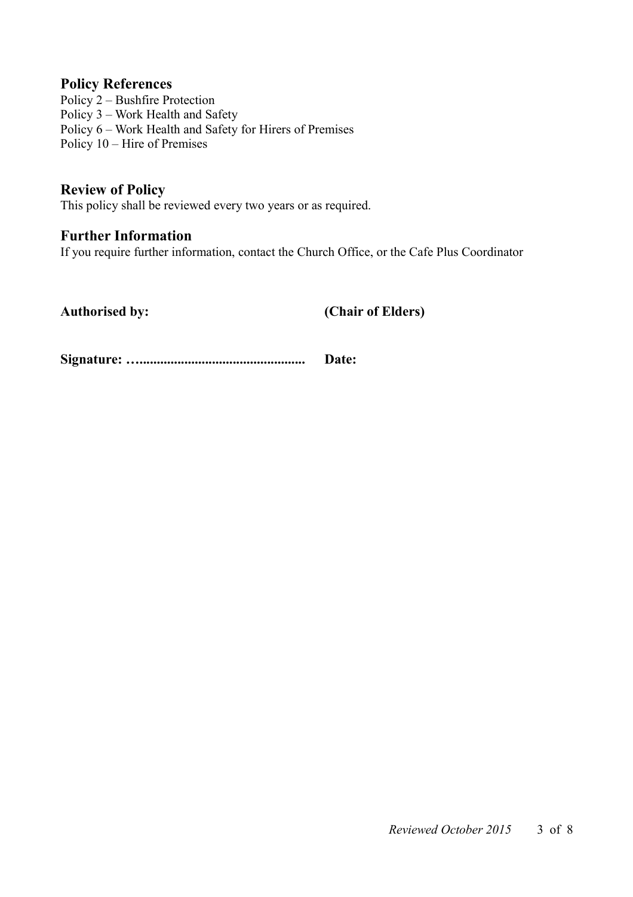## Policy References

Policy 2 – Bushfire Protection
Policy 3 – Work Health and Safety
Policy 6 – Work Health and Safety for Hirers of Premises
Policy 10 – Hire of Premises

## Review of Policy

This policy shall be reviewed every two years or as required.

## Further Information

If you require further information, contact the Church Office, or the Cafe Plus Coordinator

**Authorised by:** **(Chair of Elders)**

**Signature: …............................................** **Date:**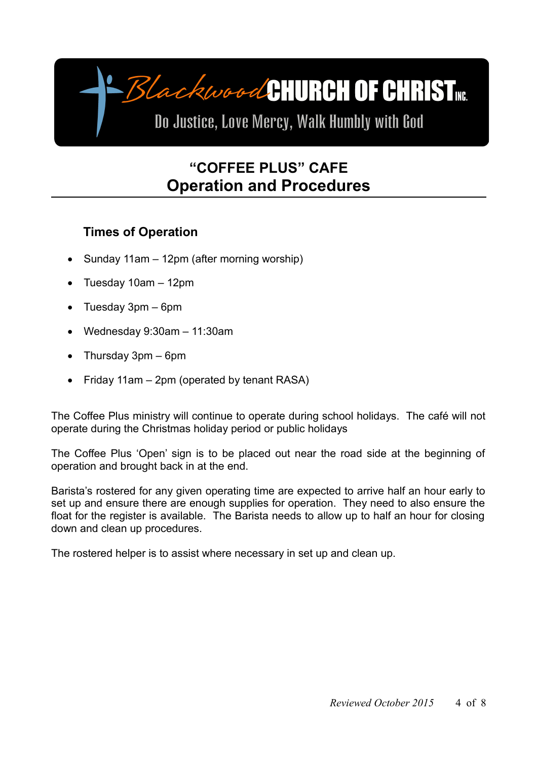Blackwood CHURCH OF CHRIST INC.

Do Justice, Love Mercy, Walk Humbly with God

# "COFFEE PLUS" CAFE
# Operation and Procedures

## Times of Operation

- Sunday 11am – 12pm (after morning worship)
- Tuesday 10am – 12pm
- Tuesday 3pm – 6pm
- Wednesday 9:30am – 11:30am
- Thursday 3pm – 6pm
- Friday 11am – 2pm (operated by tenant RASA)

The Coffee Plus ministry will continue to operate during school holidays. The café will not operate during the Christmas holiday period or public holidays

The Coffee Plus 'Open' sign is to be placed out near the road side at the beginning of operation and brought back in at the end.

Barista's rostered for any given operating time are expected to arrive half an hour early to set up and ensure there are enough supplies for operation. They need to also ensure the float for the register is available. The Barista needs to allow up to half an hour for closing down and clean up procedures.

The rostered helper is to assist where necessary in set up and clean up.

*Reviewed October 2015*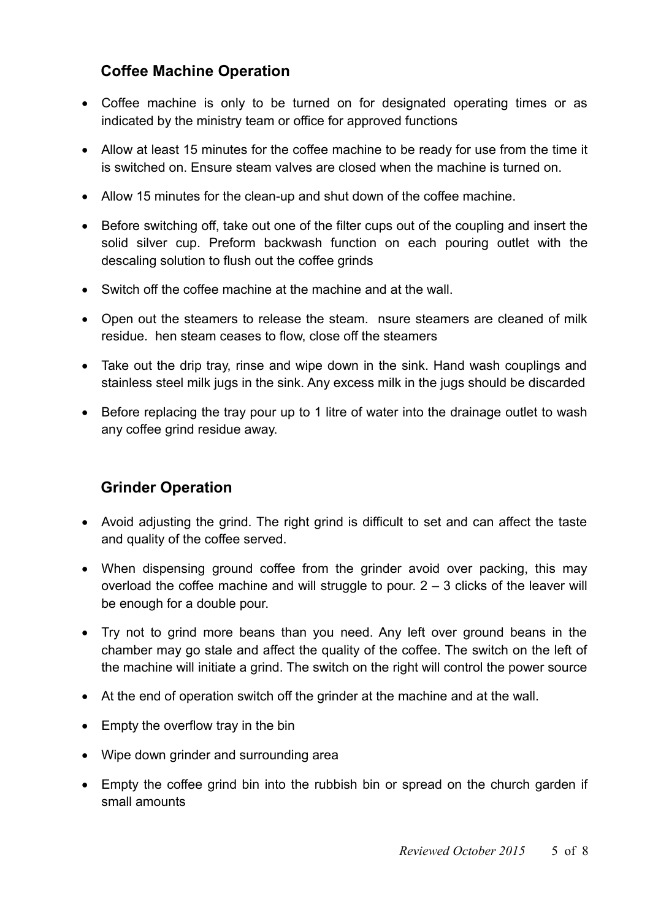## Coffee Machine Operation

- Coffee machine is only to be turned on for designated operating times or as indicated by the ministry team or office for approved functions
- Allow at least 15 minutes for the coffee machine to be ready for use from the time it is switched on. Ensure steam valves are closed when the machine is turned on.
- Allow 15 minutes for the clean-up and shut down of the coffee machine.
- Before switching off, take out one of the filter cups out of the coupling and insert the solid silver cup. Preform backwash function on each pouring outlet with the descaling solution to flush out the coffee grinds
- Switch off the coffee machine at the machine and at the wall.
- Open out the steamers to release the steam. nsure steamers are cleaned of milk residue. hen steam ceases to flow, close off the steamers
- Take out the drip tray, rinse and wipe down in the sink. Hand wash couplings and stainless steel milk jugs in the sink. Any excess milk in the jugs should be discarded
- Before replacing the tray pour up to 1 litre of water into the drainage outlet to wash any coffee grind residue away.

## Grinder Operation

- Avoid adjusting the grind. The right grind is difficult to set and can affect the taste and quality of the coffee served.
- When dispensing ground coffee from the grinder avoid over packing, this may overload the coffee machine and will struggle to pour. 2 – 3 clicks of the leaver will be enough for a double pour.
- Try not to grind more beans than you need. Any left over ground beans in the chamber may go stale and affect the quality of the coffee. The switch on the left of the machine will initiate a grind. The switch on the right will control the power source
- At the end of operation switch off the grinder at the machine and at the wall.
- Empty the overflow tray in the bin
- Wipe down grinder and surrounding area
- Empty the coffee grind bin into the rubbish bin or spread on the church garden if small amounts

*Reviewed October 2015*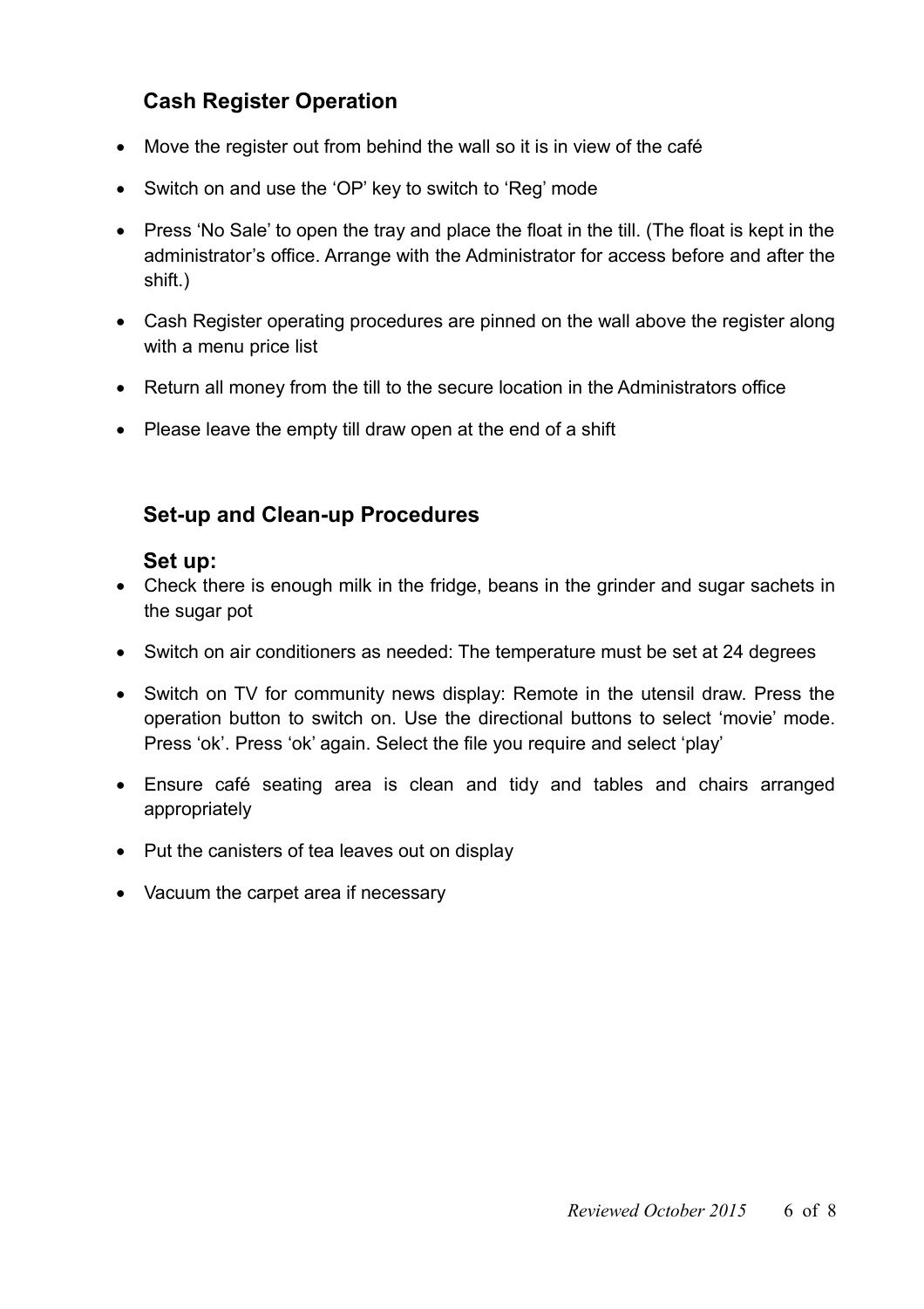## Cash Register Operation

- Move the register out from behind the wall so it is in view of the café
- Switch on and use the 'OP' key to switch to 'Reg' mode
- Press 'No Sale' to open the tray and place the float in the till. (The float is kept in the administrator's office. Arrange with the Administrator for access before and after the shift.)
- Cash Register operating procedures are pinned on the wall above the register along with a menu price list
- Return all money from the till to the secure location in the Administrators office
- Please leave the empty till draw open at the end of a shift

## Set-up and Clean-up Procedures

### Set up:

- Check there is enough milk in the fridge, beans in the grinder and sugar sachets in the sugar pot
- Switch on air conditioners as needed: The temperature must be set at 24 degrees
- Switch on TV for community news display: Remote in the utensil draw. Press the operation button to switch on. Use the directional buttons to select 'movie' mode. Press 'ok'. Press 'ok' again. Select the file you require and select 'play'
- Ensure café seating area is clean and tidy and tables and chairs arranged appropriately
- Put the canisters of tea leaves out on display
- Vacuum the carpet area if necessary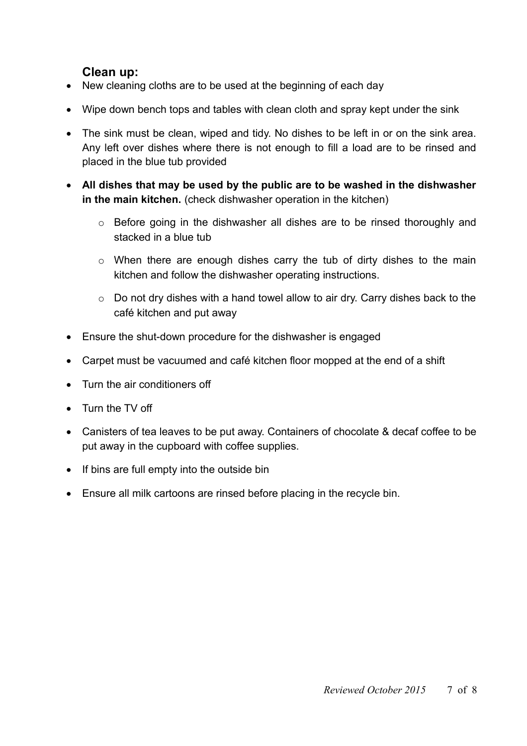## Clean up:

- New cleaning cloths are to be used at the beginning of each day
- Wipe down bench tops and tables with clean cloth and spray kept under the sink
- The sink must be clean, wiped and tidy. No dishes to be left in or on the sink area. Any left over dishes where there is not enough to fill a load are to be rinsed and placed in the blue tub provided
- **All dishes that may be used by the public are to be washed in the dishwasher in the main kitchen.** (check dishwasher operation in the kitchen)
    - Before going in the dishwasher all dishes are to be rinsed thoroughly and stacked in a blue tub
    - When there are enough dishes carry the tub of dirty dishes to the main kitchen and follow the dishwasher operating instructions.
    - Do not dry dishes with a hand towel allow to air dry. Carry dishes back to the café kitchen and put away
- Ensure the shut-down procedure for the dishwasher is engaged
- Carpet must be vacuumed and café kitchen floor mopped at the end of a shift
- Turn the air conditioners off
- Turn the TV off
- Canisters of tea leaves to be put away. Containers of chocolate & decaf coffee to be put away in the cupboard with coffee supplies.
- If bins are full empty into the outside bin
- Ensure all milk cartoons are rinsed before placing in the recycle bin.

*Reviewed October 2015*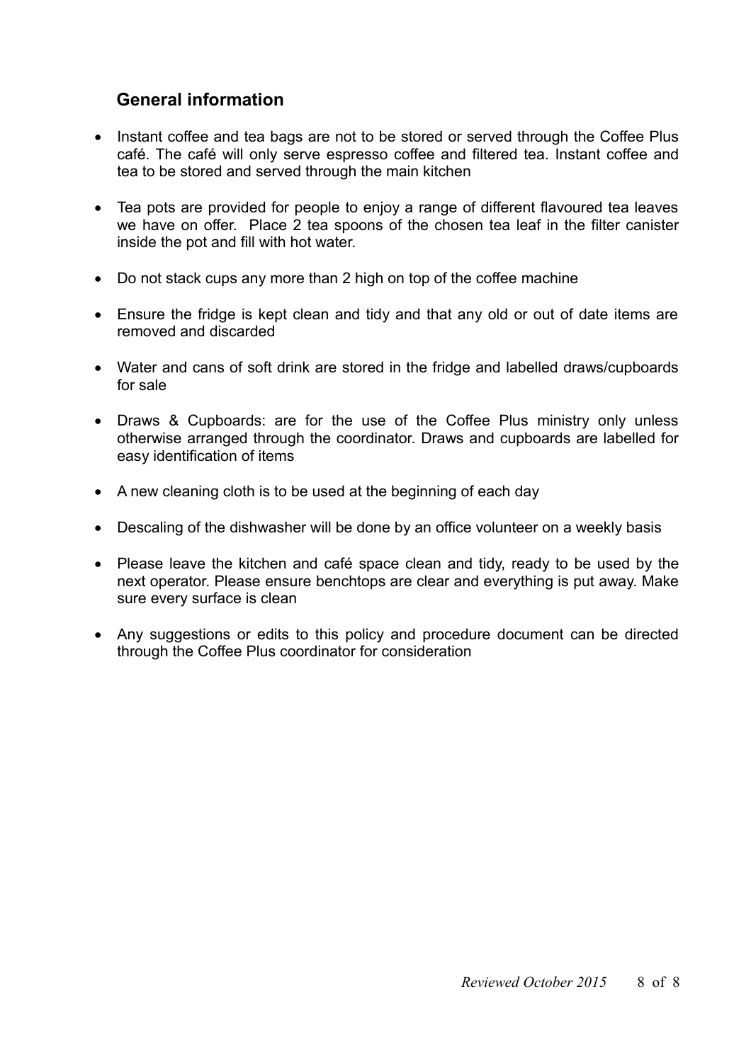## General information

- Instant coffee and tea bags are not to be stored or served through the Coffee Plus café. The café will only serve espresso coffee and filtered tea. Instant coffee and tea to be stored and served through the main kitchen

- Tea pots are provided for people to enjoy a range of different flavoured tea leaves we have on offer. Place 2 tea spoons of the chosen tea leaf in the filter canister inside the pot and fill with hot water.

- Do not stack cups any more than 2 high on top of the coffee machine

- Ensure the fridge is kept clean and tidy and that any old or out of date items are removed and discarded

- Water and cans of soft drink are stored in the fridge and labelled draws/cupboards for sale

- Draws & Cupboards: are for the use of the Coffee Plus ministry only unless otherwise arranged through the coordinator. Draws and cupboards are labelled for easy identification of items

- A new cleaning cloth is to be used at the beginning of each day

- Descaling of the dishwasher will be done by an office volunteer on a weekly basis

- Please leave the kitchen and café space clean and tidy, ready to be used by the next operator. Please ensure benchtops are clear and everything is put away. Make sure every surface is clean

- Any suggestions or edits to this policy and procedure document can be directed through the Coffee Plus coordinator for consideration

*Reviewed October 2015*